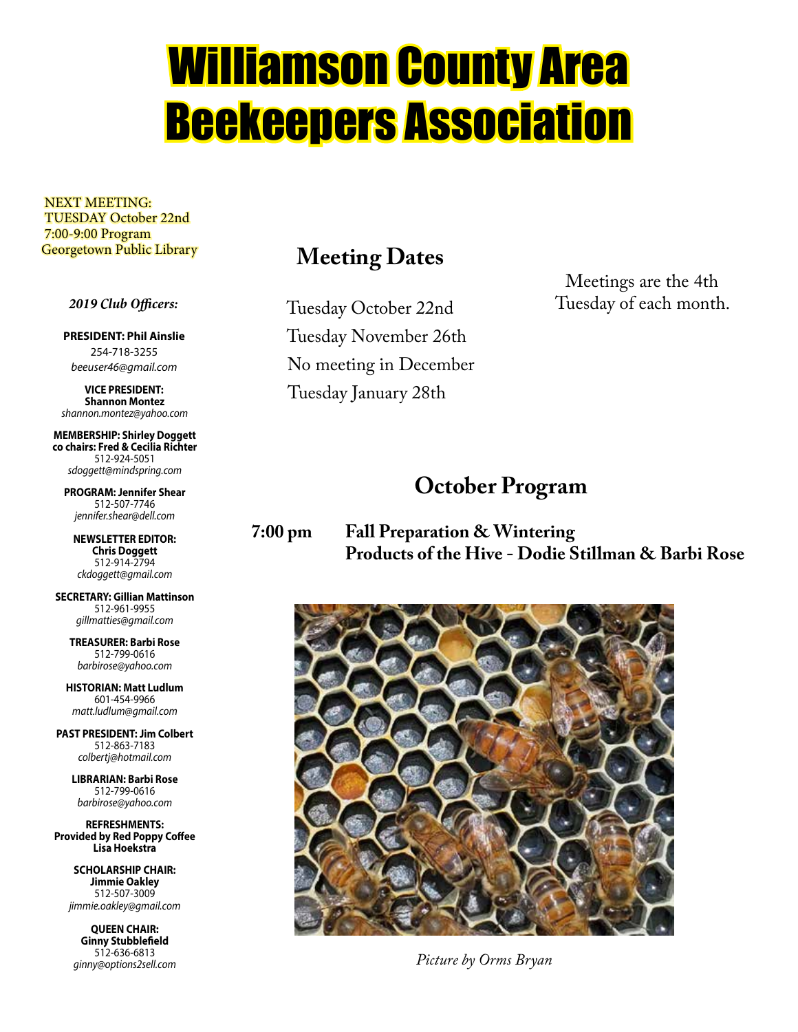# Williamson County Area Beekeepers Association

NEXT MEETING:
TUESDAY October 22nd
7:00-9:00 Program
Georgetown Public Library

***2019 Club Officers:***

**PRESIDENT: Phil Ainslie**
254-718-3255
*beeuser46@gmail.com*

**VICE PRESIDENT:**
**Shannon Montez**
*shannon.montez@yahoo.com*

**MEMBERSHIP: Shirley Doggett**
**co chairs: Fred & Cecilia Richter**
512-924-5051
*sdoggett@mindspring.com*

**PROGRAM: Jennifer Shear**
512-507-7746
*jennifer.shear@dell.com*

**NEWSLETTER EDITOR:**
**Chris Doggett**
512-914-2794
*ckdoggett@gmail.com*

**SECRETARY: Gillian Mattinson**
512-961-9955
*gillmatties@gmail.com*

**TREASURER: Barbi Rose**
512-799-0616
*barbirose@yahoo.com*

**HISTORIAN: Matt Ludlum**
601-454-9966
*matt.ludlum@gmail.com*

**PAST PRESIDENT: Jim Colbert**
512-863-7183
*colbertj@hotmail.com*

**LIBRARIAN: Barbi Rose**
512-799-0616
*barbirose@yahoo.com*

**REFRESHMENTS:**
**Provided by Red Poppy Coffee**
**Lisa Hoekstra**

**SCHOLARSHIP CHAIR:**
**Jimmie Oakley**
512-507-3009
*jimmie.oakley@gmail.com*

**QUEEN CHAIR:**
**Ginny Stubblefield**
512-636-6813
*ginny@options2sell.com*

## Meeting Dates

Tuesday October 22nd
Tuesday November 26th
No meeting in December
Tuesday January 28th

Meetings are the 4th Tuesday of each month.

## October Program

**7:00 pm** **Fall Preparation & Wintering**
**Products of the Hive - Dodie Stillman & Barbi Rose**

*Picture by Orms Bryan*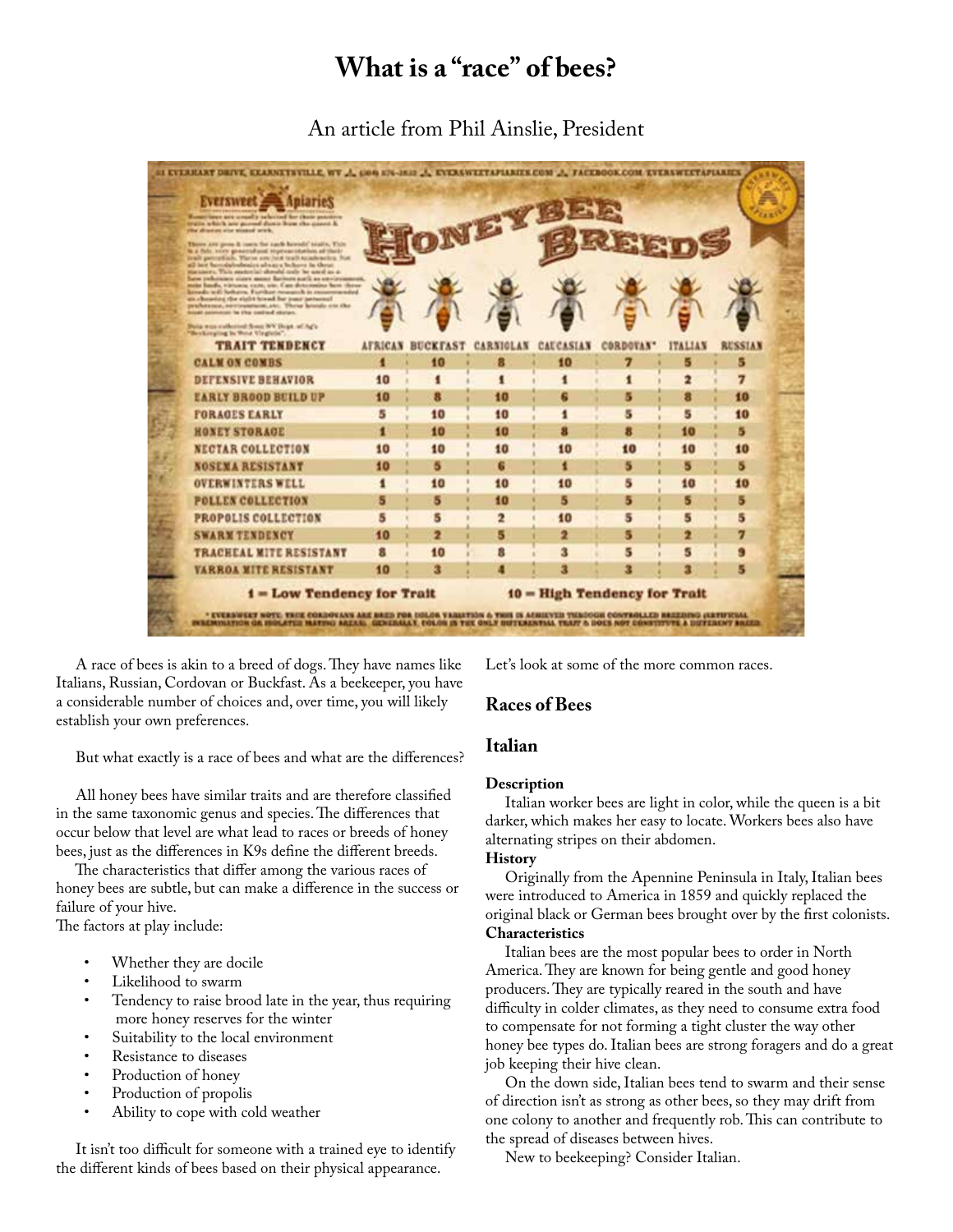# What is a "race" of bees?

An article from Phil Ainslie, President

**HONEYBEE BREEDS** — Eversweet Apiaries

| TRAIT TENDENCY | AFRICAN | BUCKFAST | CARNIOLAN | CAUCASIAN | CORDOVAN* | ITALIAN | RUSSIAN |
|---|---|---|---|---|---|---|---|
| CALM ON COMBS | 1 | 10 | 8 | 10 | 7 | 5 | 5 |
| DEFENSIVE BEHAVIOR | 10 | 1 | 1 | 1 | 1 | 2 | 7 |
| EARLY BROOD BUILD UP | 10 | 8 | 10 | 6 | 5 | 8 | 10 |
| FORAGES EARLY | 5 | 10 | 10 | 1 | 5 | 5 | 10 |
| HONEY STORAGE | 1 | 10 | 10 | 8 | 8 | 10 | 5 |
| NECTAR COLLECTION | 10 | 10 | 10 | 10 | 10 | 10 | 10 |
| NOSEMA RESISTANT | 10 | 5 | 6 | 1 | 5 | 5 | 5 |
| OVERWINTERS WELL | 1 | 10 | 10 | 10 | 5 | 10 | 10 |
| POLLEN COLLECTION | 5 | 5 | 10 | 5 | 5 | 5 | 5 |
| PROPOLIS COLLECTION | 5 | 5 | 2 | 10 | 5 | 5 | 5 |
| SWARM TENDENCY | 10 | 2 | 5 | 2 | 5 | 2 | 7 |
| TRACHEAL MITE RESISTANT | 8 | 10 | 8 | 3 | 5 | 5 | 9 |
| VARROA MITE RESISTANT | 10 | 3 | 4 | 3 | 3 | 3 | 5 |

1 = Low Tendency for Trait    10 = High Tendency for Trait

A race of bees is akin to a breed of dogs. They have names like Italians, Russian, Cordovan or Buckfast. As a beekeeper, you have a considerable number of choices and, over time, you will likely establish your own preferences.

But what exactly is a race of bees and what are the differences?

All honey bees have similar traits and are therefore classified in the same taxonomic genus and species. The differences that occur below that level are what lead to races or breeds of honey bees, just as the differences in K9s define the different breeds.

The characteristics that differ among the various races of honey bees are subtle, but can make a difference in the success or failure of your hive.

The factors at play include:

- Whether they are docile
- Likelihood to swarm
- Tendency to raise brood late in the year, thus requiring more honey reserves for the winter
- Suitability to the local environment
- Resistance to diseases
- Production of honey
- Production of propolis
- Ability to cope with cold weather

It isn't too difficult for someone with a trained eye to identify the different kinds of bees based on their physical appearance. Let's look at some of the more common races.

## Races of Bees

## Italian

**Description**

Italian worker bees are light in color, while the queen is a bit darker, which makes her easy to locate. Workers bees also have alternating stripes on their abdomen.

**History**

Originally from the Apennine Peninsula in Italy, Italian bees were introduced to America in 1859 and quickly replaced the original black or German bees brought over by the first colonists.

**Characteristics**

Italian bees are the most popular bees to order in North America. They are known for being gentle and good honey producers. They are typically reared in the south and have difficulty in colder climates, as they need to consume extra food to compensate for not forming a tight cluster the way other honey bee types do. Italian bees are strong foragers and do a great job keeping their hive clean.

On the down side, Italian bees tend to swarm and their sense of direction isn't as strong as other bees, so they may drift from one colony to another and frequently rob. This can contribute to the spread of diseases between hives.

New to beekeeping? Consider Italian.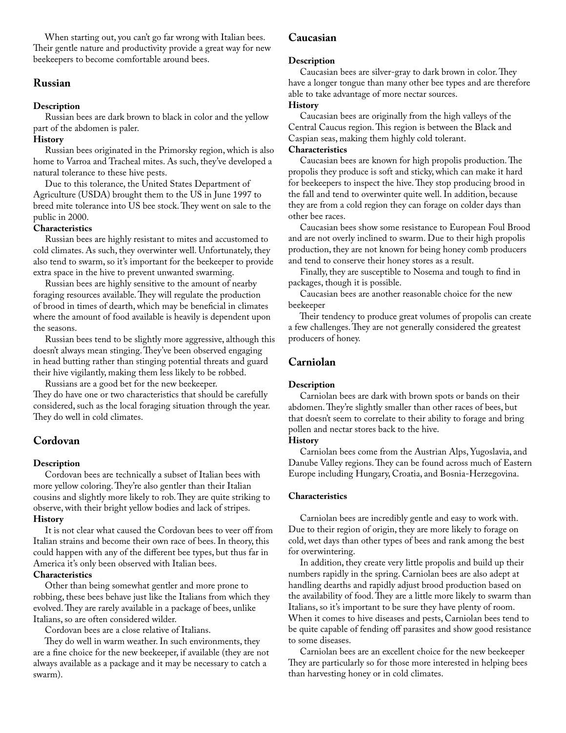When starting out, you can't go far wrong with Italian bees. Their gentle nature and productivity provide a great way for new beekeepers to become comfortable around bees.

## Russian

**Description**

Russian bees are dark brown to black in color and the yellow part of the abdomen is paler.

**History**

Russian bees originated in the Primorsky region, which is also home to Varroa and Tracheal mites. As such, they've developed a natural tolerance to these hive pests.

Due to this tolerance, the United States Department of Agriculture (USDA) brought them to the US in June 1997 to breed mite tolerance into US bee stock. They went on sale to the public in 2000.

**Characteristics**

Russian bees are highly resistant to mites and accustomed to cold climates. As such, they overwinter well. Unfortunately, they also tend to swarm, so it's important for the beekeeper to provide extra space in the hive to prevent unwanted swarming.

Russian bees are highly sensitive to the amount of nearby foraging resources available. They will regulate the production of brood in times of dearth, which may be beneficial in climates where the amount of food available is heavily is dependent upon the seasons.

Russian bees tend to be slightly more aggressive, although this doesn't always mean stinging. They've been observed engaging in head butting rather than stinging potential threats and guard their hive vigilantly, making them less likely to be robbed.

Russians are a good bet for the new beekeeper. They do have one or two characteristics that should be carefully considered, such as the local foraging situation through the year. They do well in cold climates.

## Cordovan

**Description**

Cordovan bees are technically a subset of Italian bees with more yellow coloring. They're also gentler than their Italian cousins and slightly more likely to rob. They are quite striking to observe, with their bright yellow bodies and lack of stripes.

**History**

It is not clear what caused the Cordovan bees to veer off from Italian strains and become their own race of bees. In theory, this could happen with any of the different bee types, but thus far in America it's only been observed with Italian bees.

**Characteristics**

Other than being somewhat gentler and more prone to robbing, these bees behave just like the Italians from which they evolved. They are rarely available in a package of bees, unlike Italians, so are often considered wilder.

Cordovan bees are a close relative of Italians.

They do well in warm weather. In such environments, they are a fine choice for the new beekeeper, if available (they are not always available as a package and it may be necessary to catch a swarm).

## Caucasian

**Description**

Caucasian bees are silver-gray to dark brown in color. They have a longer tongue than many other bee types and are therefore able to take advantage of more nectar sources.

**History**

Caucasian bees are originally from the high valleys of the Central Caucus region. This region is between the Black and Caspian seas, making them highly cold tolerant.

**Characteristics**

Caucasian bees are known for high propolis production. The propolis they produce is soft and sticky, which can make it hard for beekeepers to inspect the hive. They stop producing brood in the fall and tend to overwinter quite well. In addition, because they are from a cold region they can forage on colder days than other bee races.

Caucasian bees show some resistance to European Foul Brood and are not overly inclined to swarm. Due to their high propolis production, they are not known for being honey comb producers and tend to conserve their honey stores as a result.

Finally, they are susceptible to Nosema and tough to find in packages, though it is possible.

Caucasian bees are another reasonable choice for the new beekeeper

Their tendency to produce great volumes of propolis can create a few challenges. They are not generally considered the greatest producers of honey.

## Carniolan

**Description**

Carniolan bees are dark with brown spots or bands on their abdomen. They're slightly smaller than other races of bees, but that doesn't seem to correlate to their ability to forage and bring pollen and nectar stores back to the hive.

**History**

Carniolan bees come from the Austrian Alps, Yugoslavia, and Danube Valley regions. They can be found across much of Eastern Europe including Hungary, Croatia, and Bosnia-Herzegovina.

**Characteristics**

Carniolan bees are incredibly gentle and easy to work with. Due to their region of origin, they are more likely to forage on cold, wet days than other types of bees and rank among the best for overwintering.

In addition, they create very little propolis and build up their numbers rapidly in the spring. Carniolan bees are also adept at handling dearths and rapidly adjust brood production based on the availability of food. They are a little more likely to swarm than Italians, so it's important to be sure they have plenty of room. When it comes to hive diseases and pests, Carniolan bees tend to be quite capable of fending off parasites and show good resistance to some diseases.

Carniolan bees are an excellent choice for the new beekeeper They are particularly so for those more interested in helping bees than harvesting honey or in cold climates.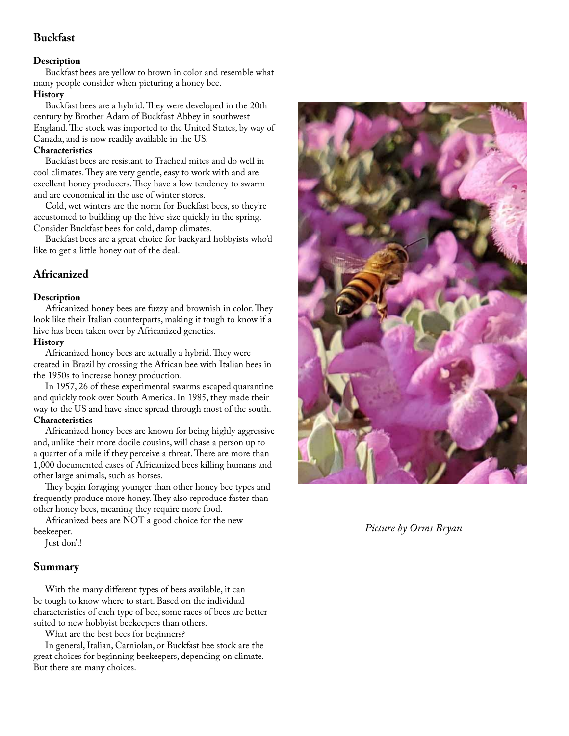## Buckfast

**Description**

Buckfast bees are yellow to brown in color and resemble what many people consider when picturing a honey bee.

**History**

Buckfast bees are a hybrid. They were developed in the 20th century by Brother Adam of Buckfast Abbey in southwest England. The stock was imported to the United States, by way of Canada, and is now readily available in the US.

**Characteristics**

Buckfast bees are resistant to Tracheal mites and do well in cool climates. They are very gentle, easy to work with and are excellent honey producers. They have a low tendency to swarm and are economical in the use of winter stores.

Cold, wet winters are the norm for Buckfast bees, so they're accustomed to building up the hive size quickly in the spring. Consider Buckfast bees for cold, damp climates.

Buckfast bees are a great choice for backyard hobbyists who'd like to get a little honey out of the deal.

## Africanized

**Description**

Africanized honey bees are fuzzy and brownish in color. They look like their Italian counterparts, making it tough to know if a hive has been taken over by Africanized genetics.

**History**

Africanized honey bees are actually a hybrid. They were created in Brazil by crossing the African bee with Italian bees in the 1950s to increase honey production.

In 1957, 26 of these experimental swarms escaped quarantine and quickly took over South America. In 1985, they made their way to the US and have since spread through most of the south.

**Characteristics**

Africanized honey bees are known for being highly aggressive and, unlike their more docile cousins, will chase a person up to a quarter of a mile if they perceive a threat. There are more than 1,000 documented cases of Africanized bees killing humans and other large animals, such as horses.

They begin foraging younger than other honey bee types and frequently produce more honey. They also reproduce faster than other honey bees, meaning they require more food.

Africanized bees are NOT a good choice for the new beekeeper.

Just don't!

## Summary

With the many different types of bees available, it can be tough to know where to start. Based on the individual characteristics of each type of bee, some races of bees are better suited to new hobbyist beekeepers than others.

What are the best bees for beginners?

In general, Italian, Carniolan, or Buckfast bee stock are the great choices for beginning beekeepers, depending on climate. But there are many choices.

*Picture by Orms Bryan*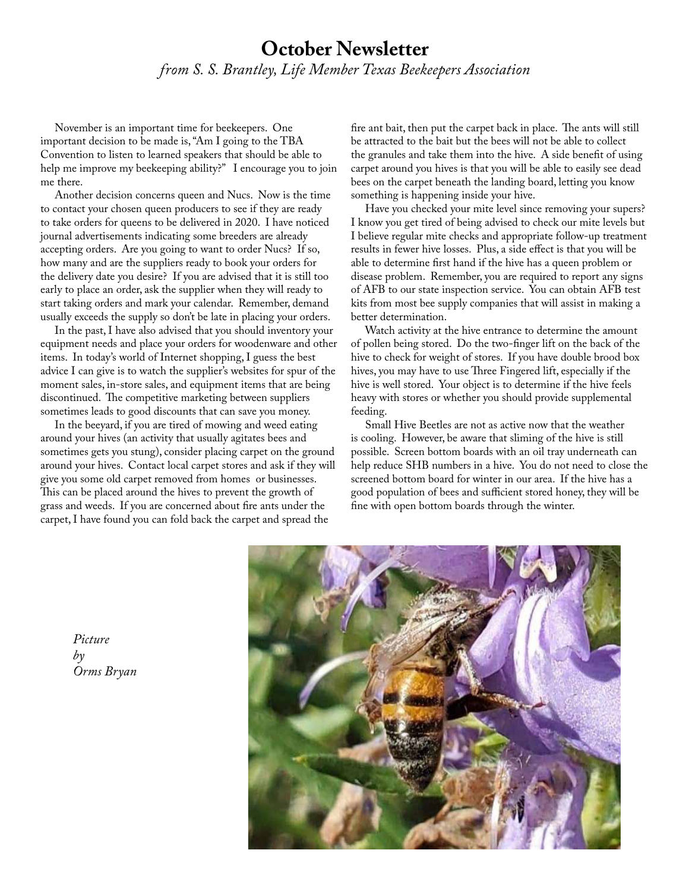# October Newsletter

*from S. S. Brantley, Life Member Texas Beekeepers Association*

November is an important time for beekeepers. One important decision to be made is, "Am I going to the TBA Convention to listen to learned speakers that should be able to help me improve my beekeeping ability?" I encourage you to join me there.

Another decision concerns queen and Nucs. Now is the time to contact your chosen queen producers to see if they are ready to take orders for queens to be delivered in 2020. I have noticed journal advertisements indicating some breeders are already accepting orders. Are you going to want to order Nucs? If so, how many and are the suppliers ready to book your orders for the delivery date you desire? If you are advised that it is still too early to place an order, ask the supplier when they will ready to start taking orders and mark your calendar. Remember, demand usually exceeds the supply so don't be late in placing your orders.

In the past, I have also advised that you should inventory your equipment needs and place your orders for woodenware and other items. In today's world of Internet shopping, I guess the best advice I can give is to watch the supplier's websites for spur of the moment sales, in-store sales, and equipment items that are being discontinued. The competitive marketing between suppliers sometimes leads to good discounts that can save you money.

In the beeyard, if you are tired of mowing and weed eating around your hives (an activity that usually agitates bees and sometimes gets you stung), consider placing carpet on the ground around your hives. Contact local carpet stores and ask if they will give you some old carpet removed from homes or businesses. This can be placed around the hives to prevent the growth of grass and weeds. If you are concerned about fire ants under the carpet, I have found you can fold back the carpet and spread the fire ant bait, then put the carpet back in place. The ants will still be attracted to the bait but the bees will not be able to collect the granules and take them into the hive. A side benefit of using carpet around you hives is that you will be able to easily see dead bees on the carpet beneath the landing board, letting you know something is happening inside your hive.

Have you checked your mite level since removing your supers? I know you get tired of being advised to check our mite levels but I believe regular mite checks and appropriate follow-up treatment results in fewer hive losses. Plus, a side effect is that you will be able to determine first hand if the hive has a queen problem or disease problem. Remember, you are required to report any signs of AFB to our state inspection service. You can obtain AFB test kits from most bee supply companies that will assist in making a better determination.

Watch activity at the hive entrance to determine the amount of pollen being stored. Do the two-finger lift on the back of the hive to check for weight of stores. If you have double brood box hives, you may have to use Three Fingered lift, especially if the hive is well stored. Your object is to determine if the hive feels heavy with stores or whether you should provide supplemental feeding.

Small Hive Beetles are not as active now that the weather is cooling. However, be aware that sliming of the hive is still possible. Screen bottom boards with an oil tray underneath can help reduce SHB numbers in a hive. You do not need to close the screened bottom board for winter in our area. If the hive has a good population of bees and sufficient stored honey, they will be fine with open bottom boards through the winter.

*Picture by Orms Bryan*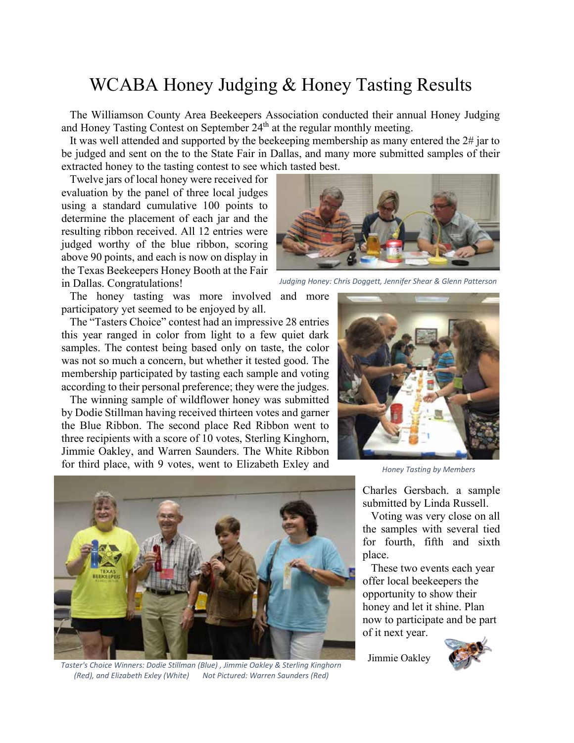# WCABA Honey Judging & Honey Tasting Results

The Williamson County Area Beekeepers Association conducted their annual Honey Judging and Honey Tasting Contest on September 24th at the regular monthly meeting.

It was well attended and supported by the beekeeping membership as many entered the 2# jar to be judged and sent on the to the State Fair in Dallas, and many more submitted samples of their extracted honey to the tasting contest to see which tasted best.

Twelve jars of local honey were received for evaluation by the panel of three local judges using a standard cumulative 100 points to determine the placement of each jar and the resulting ribbon received. All 12 entries were judged worthy of the blue ribbon, scoring above 90 points, and each is now on display in the Texas Beekeepers Honey Booth at the Fair in Dallas. Congratulations!

*Judging Honey: Chris Doggett, Jennifer Shear & Glenn Patterson*

The honey tasting was more involved and more participatory yet seemed to be enjoyed by all.

The "Tasters Choice" contest had an impressive 28 entries this year ranged in color from light to a few quiet dark samples. The contest being based only on taste, the color was not so much a concern, but whether it tested good. The membership participated by tasting each sample and voting according to their personal preference; they were the judges.

The winning sample of wildflower honey was submitted by Dodie Stillman having received thirteen votes and garner the Blue Ribbon. The second place Red Ribbon went to three recipients with a score of 10 votes, Sterling Kinghorn, Jimmie Oakley, and Warren Saunders. The White Ribbon for third place, with 9 votes, went to Elizabeth Exley and Charles Gersbach. a sample submitted by Linda Russell.

*Honey Tasting by Members*

Voting was very close on all the samples with several tied for fourth, fifth and sixth place.

These two events each year offer local beekeepers the opportunity to show their honey and let it shine. Plan now to participate and be part of it next year.

Jimmie Oakley

*Taster's Choice Winners: Dodie Stillman (Blue) , Jimmie Oakley & Sterling Kinghorn (Red), and Elizabeth Exley (White) Not Pictured: Warren Saunders (Red)*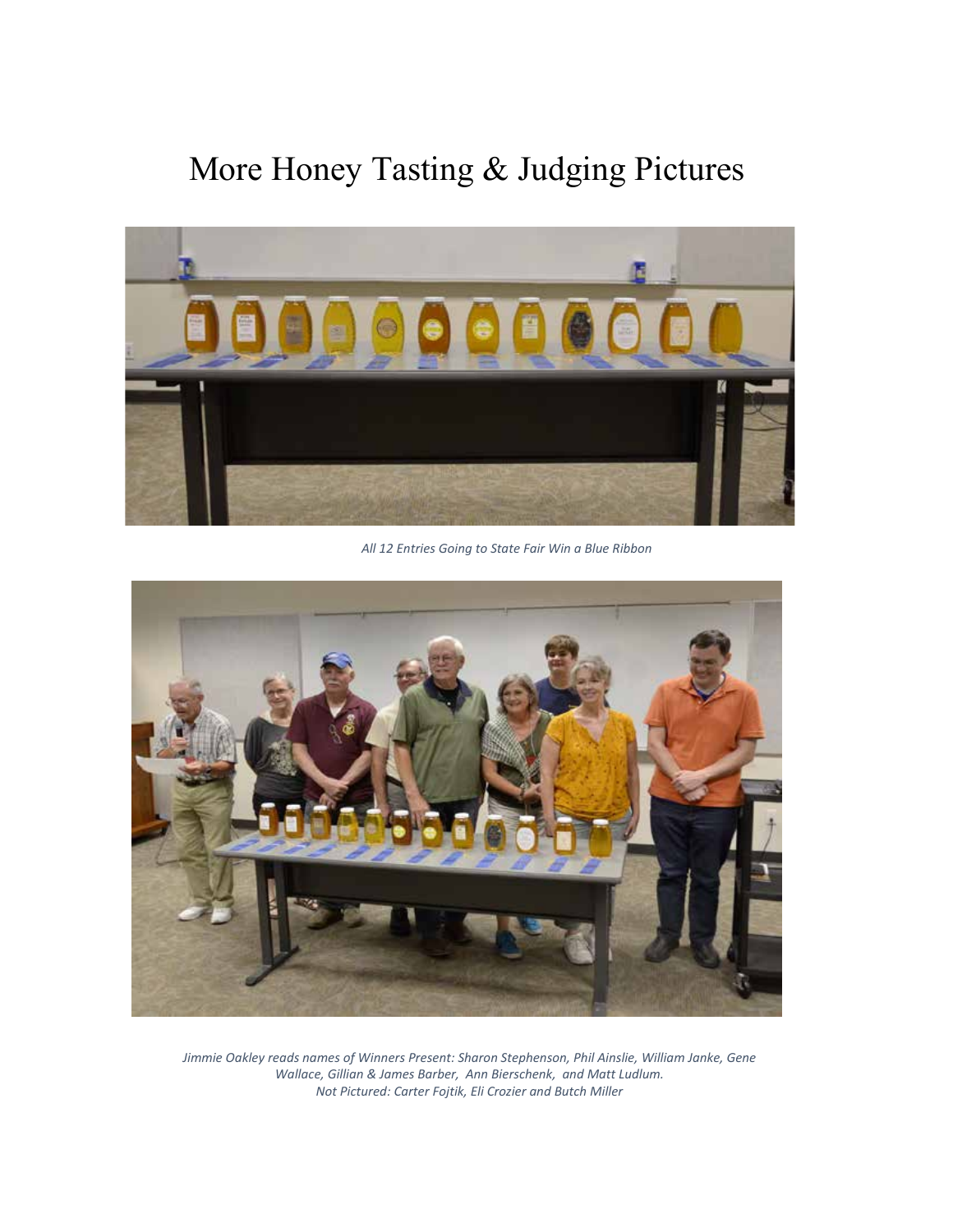# More Honey Tasting & Judging Pictures

*All 12 Entries Going to State Fair Win a Blue Ribbon*

*Jimmie Oakley reads names of Winners Present: Sharon Stephenson, Phil Ainslie, William Janke, Gene Wallace, Gillian & James Barber, Ann Bierschenk, and Matt Ludlum.*
*Not Pictured: Carter Fojtik, Eli Crozier and Butch Miller*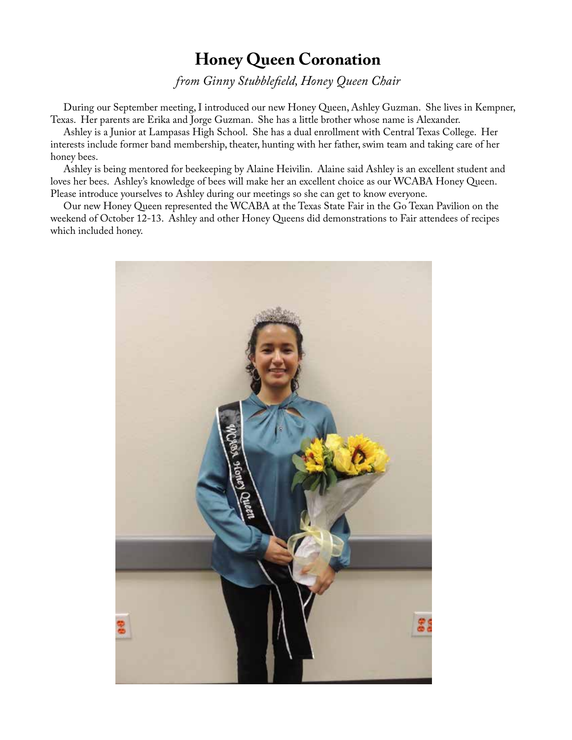# Honey Queen Coronation

*from Ginny Stubblefield, Honey Queen Chair*

During our September meeting, I introduced our new Honey Queen, Ashley Guzman. She lives in Kempner, Texas. Her parents are Erika and Jorge Guzman. She has a little brother whose name is Alexander.

Ashley is a Junior at Lampasas High School. She has a dual enrollment with Central Texas College. Her interests include former band membership, theater, hunting with her father, swim team and taking care of her honey bees.

Ashley is being mentored for beekeeping by Alaine Heivilin. Alaine said Ashley is an excellent student and loves her bees. Ashley's knowledge of bees will make her an excellent choice as our WCABA Honey Queen. Please introduce yourselves to Ashley during our meetings so she can get to know everyone.

Our new Honey Queen represented the WCABA at the Texas State Fair in the Go Texan Pavilion on the weekend of October 12-13. Ashley and other Honey Queens did demonstrations to Fair attendees of recipes which included honey.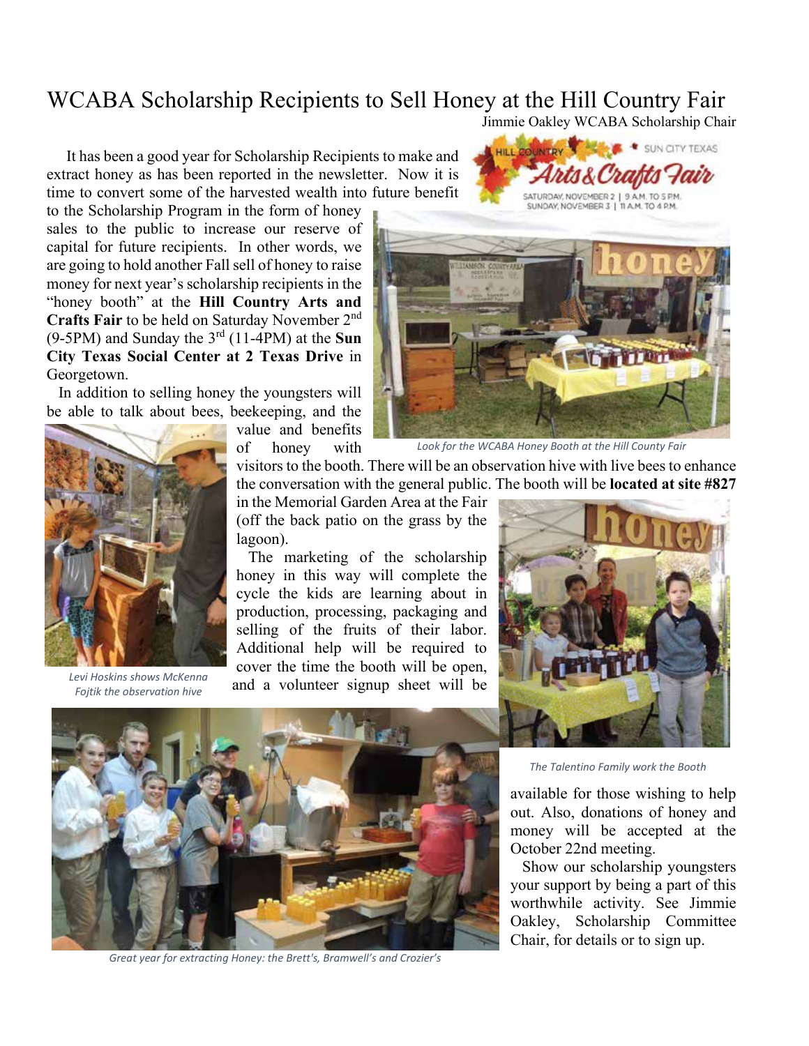# WCABA Scholarship Recipients to Sell Honey at the Hill Country Fair

Jimmie Oakley WCABA Scholarship Chair

It has been a good year for Scholarship Recipients to make and extract honey as has been reported in the newsletter. Now it is time to convert some of the harvested wealth into future benefit to the Scholarship Program in the form of honey sales to the public to increase our reserve of capital for future recipients. In other words, we are going to hold another Fall sell of honey to raise money for next year's scholarship recipients in the "honey booth" at the **Hill Country Arts and Crafts Fair** to be held on Saturday November 2nd (9-5PM) and Sunday the 3rd (11-4PM) at the **Sun City Texas Social Center at 2 Texas Drive** in Georgetown.

In addition to selling honey the youngsters will be able to talk about bees, beekeeping, and the value and benefits of honey with visitors to the booth. There will be an observation hive with live bees to enhance the conversation with the general public. The booth will be **located at site #827** in the Memorial Garden Area at the Fair (off the back patio on the grass by the lagoon).

The marketing of the scholarship honey in this way will complete the cycle the kids are learning about in production, processing, packaging and selling of the fruits of their labor. Additional help will be required to cover the time the booth will be open, and a volunteer signup sheet will be available for those wishing to help out. Also, donations of honey and money will be accepted at the October 22nd meeting.

Show our scholarship youngsters your support by being a part of this worthwhile activity. See Jimmie Oakley, Scholarship Committee Chair, for details or to sign up.

*Look for the WCABA Honey Booth at the Hill County Fair*

*Levi Hoskins shows McKenna Fojtik the observation hive*

*The Talentino Family work the Booth*

*Great year for extracting Honey: the Brett's, Bramwell's and Crozier's*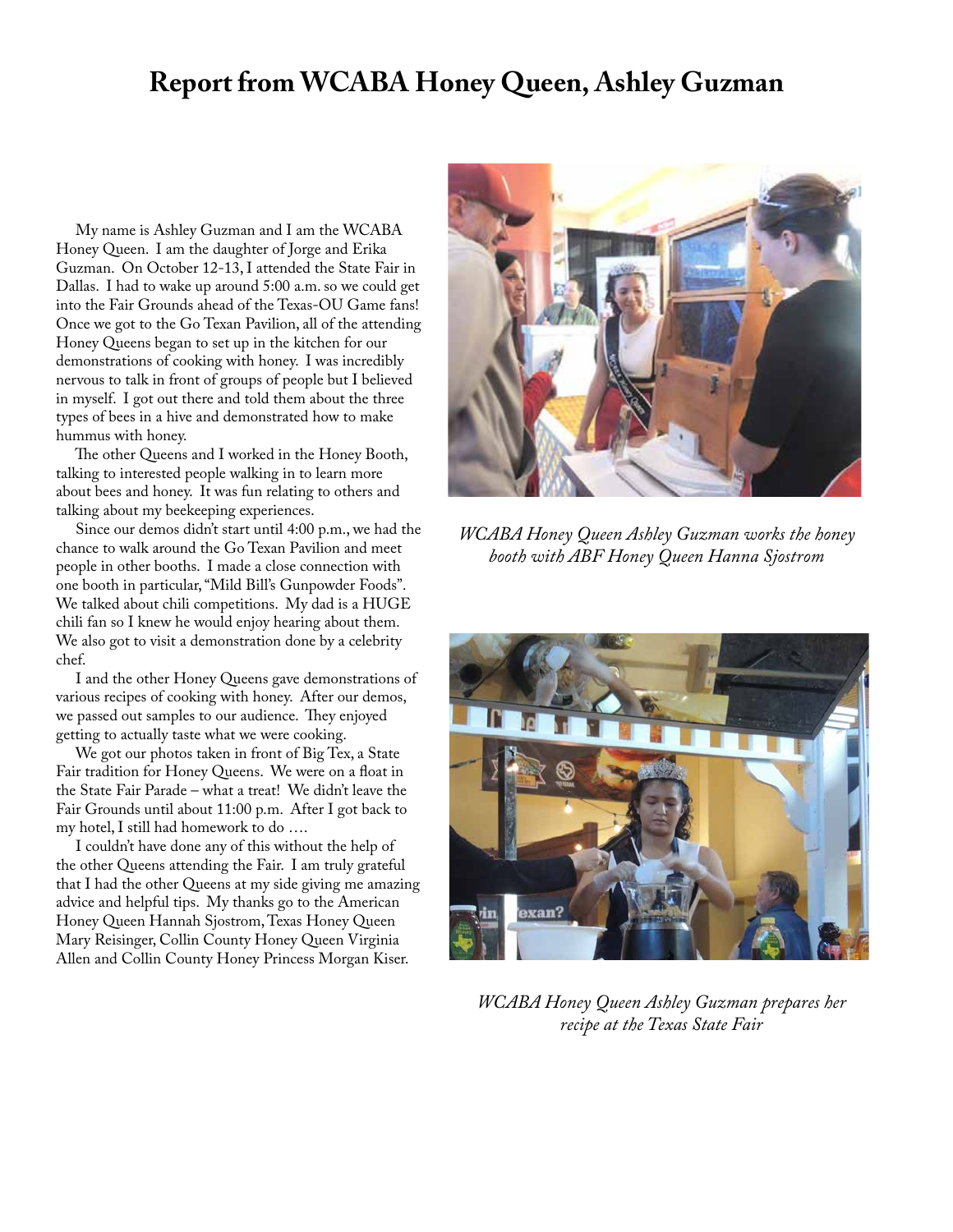# Report from WCABA Honey Queen, Ashley Guzman

My name is Ashley Guzman and I am the WCABA Honey Queen. I am the daughter of Jorge and Erika Guzman. On October 12-13, I attended the State Fair in Dallas. I had to wake up around 5:00 a.m. so we could get into the Fair Grounds ahead of the Texas-OU Game fans! Once we got to the Go Texan Pavilion, all of the attending Honey Queens began to set up in the kitchen for our demonstrations of cooking with honey. I was incredibly nervous to talk in front of groups of people but I believed in myself. I got out there and told them about the three types of bees in a hive and demonstrated how to make hummus with honey.

The other Queens and I worked in the Honey Booth, talking to interested people walking in to learn more about bees and honey. It was fun relating to others and talking about my beekeeping experiences.

Since our demos didn't start until 4:00 p.m., we had the chance to walk around the Go Texan Pavilion and meet people in other booths. I made a close connection with one booth in particular, "Mild Bill's Gunpowder Foods". We talked about chili competitions. My dad is a HUGE chili fan so I knew he would enjoy hearing about them. We also got to visit a demonstration done by a celebrity chef.

I and the other Honey Queens gave demonstrations of various recipes of cooking with honey. After our demos, we passed out samples to our audience. They enjoyed getting to actually taste what we were cooking.

We got our photos taken in front of Big Tex, a State Fair tradition for Honey Queens. We were on a float in the State Fair Parade – what a treat! We didn't leave the Fair Grounds until about 11:00 p.m. After I got back to my hotel, I still had homework to do ….

I couldn't have done any of this without the help of the other Queens attending the Fair. I am truly grateful that I had the other Queens at my side giving me amazing advice and helpful tips. My thanks go to the American Honey Queen Hannah Sjostrom, Texas Honey Queen Mary Reisinger, Collin County Honey Queen Virginia Allen and Collin County Honey Princess Morgan Kiser.

*WCABA Honey Queen Ashley Guzman works the honey booth with ABF Honey Queen Hanna Sjostrom*

*WCABA Honey Queen Ashley Guzman prepares her recipe at the Texas State Fair*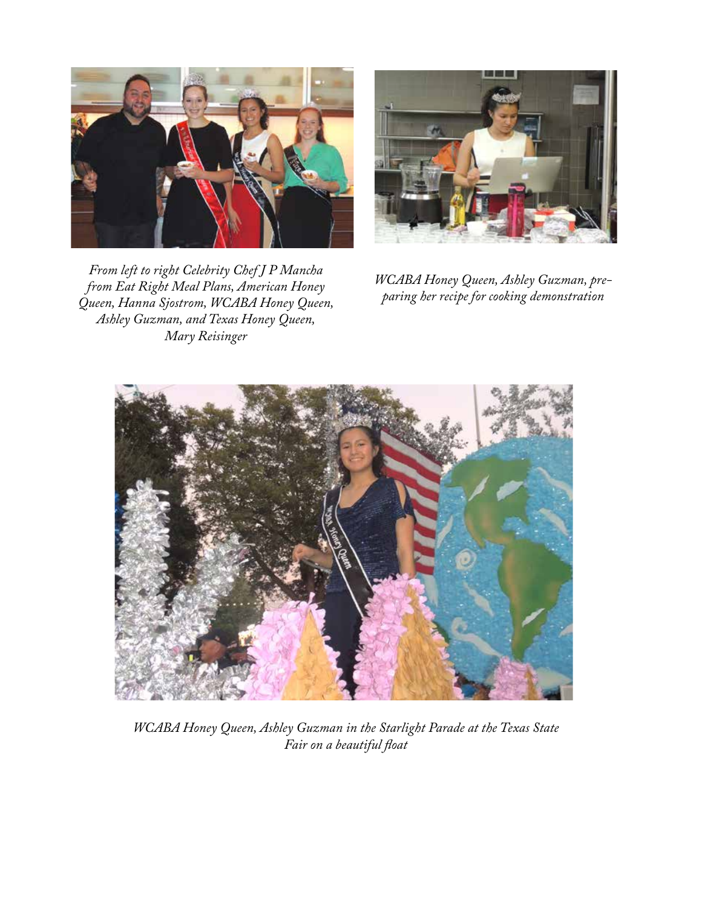*From left to right Celebrity Chef J P Mancha from Eat Right Meal Plans, American Honey Queen, Hanna Sjostrom, WCABA Honey Queen, Ashley Guzman, and Texas Honey Queen, Mary Reisinger*

*WCABA Honey Queen, Ashley Guzman, preparing her recipe for cooking demonstration*

*WCABA Honey Queen, Ashley Guzman in the Starlight Parade at the Texas State Fair on a beautiful float*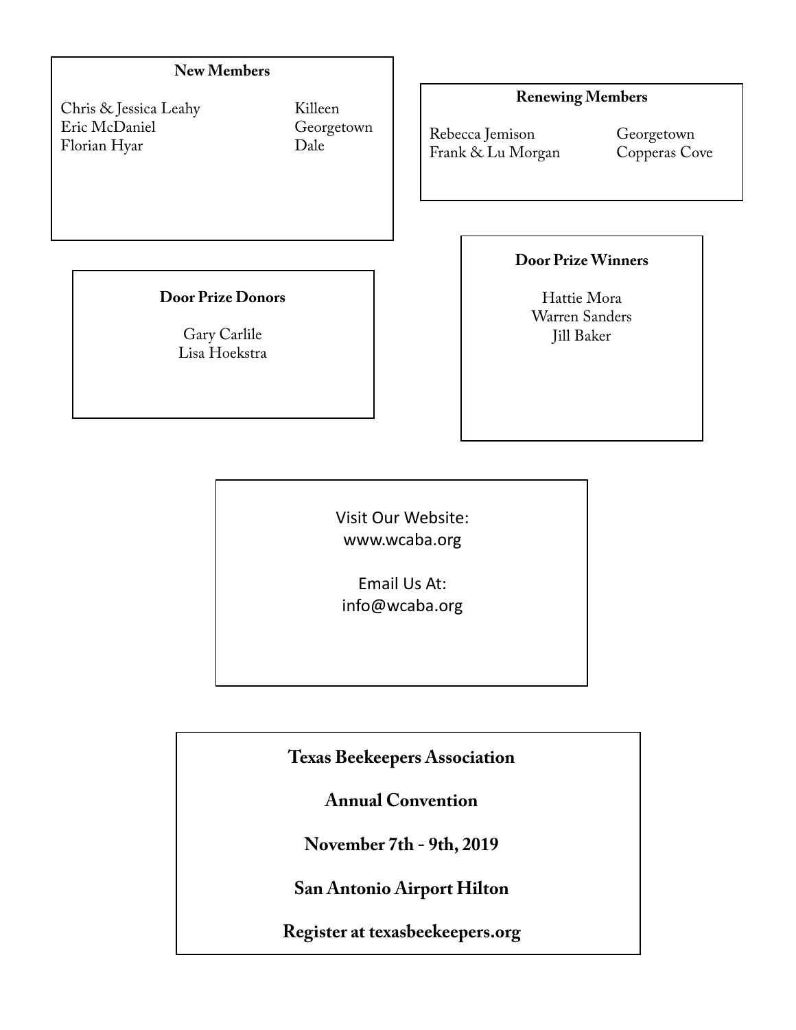### New Members

| | |
|---|---|
| Chris & Jessica Leahy | Killeen |
| Eric McDaniel | Georgetown |
| Florian Hyar | Dale |

### Renewing Members

| | |
|---|---|
| Rebecca Jemison | Georgetown |
| Frank & Lu Morgan | Copperas Cove |

### Door Prize Donors

Gary Carlile
Lisa Hoekstra

### Door Prize Winners

Hattie Mora
Warren Sanders
Jill Baker

Visit Our Website:
www.wcaba.org

Email Us At:
info@wcaba.org

**Texas Beekeepers Association**

**Annual Convention**

**November 7th - 9th, 2019**

**San Antonio Airport Hilton**

**Register at texasbeekeepers.org**